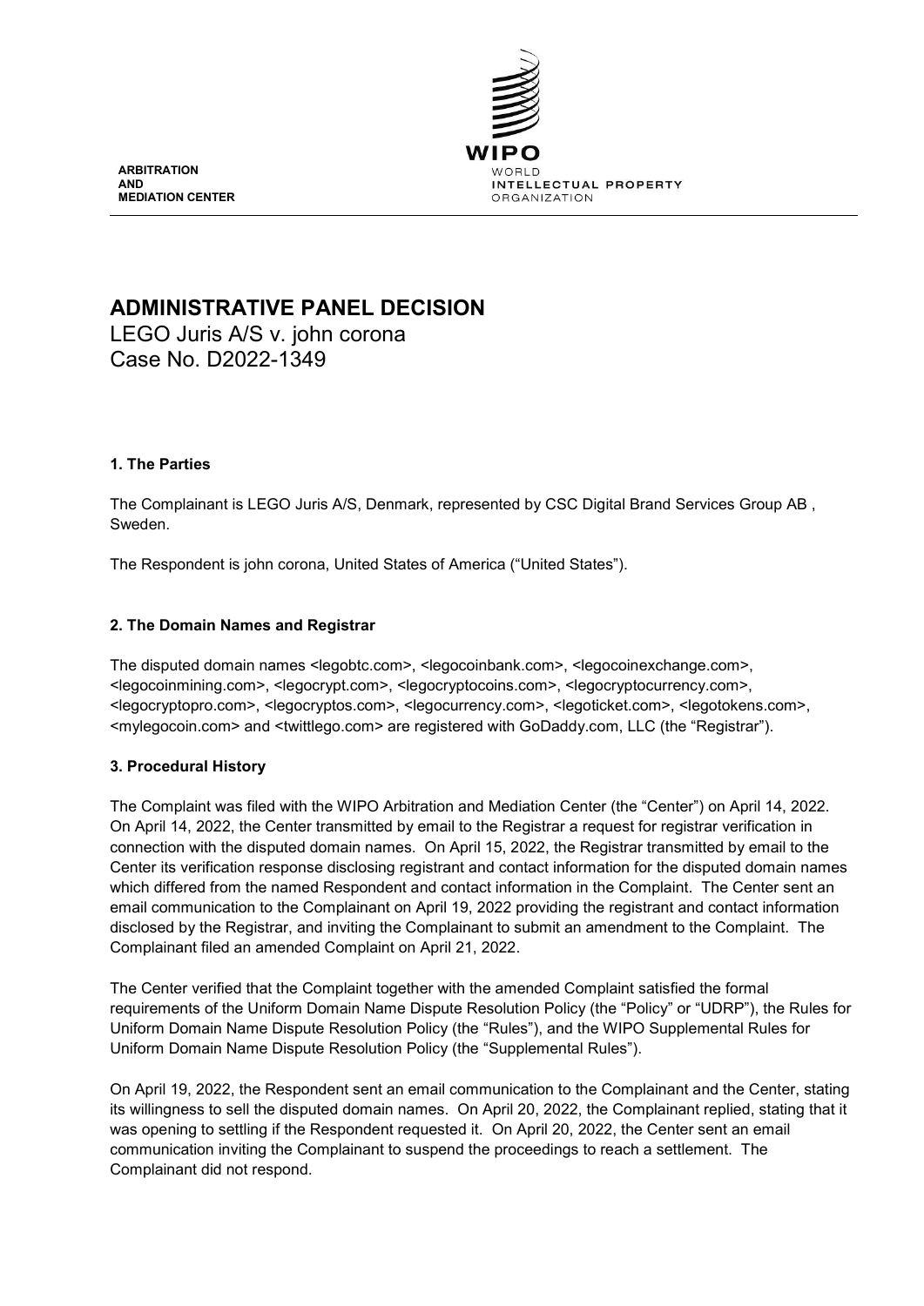ARBITRATION
AND
MEDIATION CENTER

WIPO
WORLD
INTELLECTUAL PROPERTY
ORGANIZATION

# ADMINISTRATIVE PANEL DECISION

LEGO Juris A/S v. john corona
Case No. D2022-1349

## 1. The Parties

The Complainant is LEGO Juris A/S, Denmark, represented by CSC Digital Brand Services Group AB , Sweden.

The Respondent is john corona, United States of America ("United States").

## 2. The Domain Names and Registrar

The disputed domain names <legobtc.com>, <legocoinbank.com>, <legocoinexchange.com>, <legocoinmining.com>, <legocrypt.com>, <legocryptocoins.com>, <legocryptocurrency.com>, <legocryptopro.com>, <legocryptos.com>, <legocurrency.com>, <legoticket.com>, <legotokens.com>, <mylegocoin.com> and <twittlego.com> are registered with GoDaddy.com, LLC (the "Registrar").

## 3. Procedural History

The Complaint was filed with the WIPO Arbitration and Mediation Center (the "Center") on April 14, 2022. On April 14, 2022, the Center transmitted by email to the Registrar a request for registrar verification in connection with the disputed domain names. On April 15, 2022, the Registrar transmitted by email to the Center its verification response disclosing registrant and contact information for the disputed domain names which differed from the named Respondent and contact information in the Complaint. The Center sent an email communication to the Complainant on April 19, 2022 providing the registrant and contact information disclosed by the Registrar, and inviting the Complainant to submit an amendment to the Complaint. The Complainant filed an amended Complaint on April 21, 2022.

The Center verified that the Complaint together with the amended Complaint satisfied the formal requirements of the Uniform Domain Name Dispute Resolution Policy (the "Policy" or "UDRP"), the Rules for Uniform Domain Name Dispute Resolution Policy (the "Rules"), and the WIPO Supplemental Rules for Uniform Domain Name Dispute Resolution Policy (the "Supplemental Rules").

On April 19, 2022, the Respondent sent an email communication to the Complainant and the Center, stating its willingness to sell the disputed domain names. On April 20, 2022, the Complainant replied, stating that it was opening to settling if the Respondent requested it. On April 20, 2022, the Center sent an email communication inviting the Complainant to suspend the proceedings to reach a settlement. The Complainant did not respond.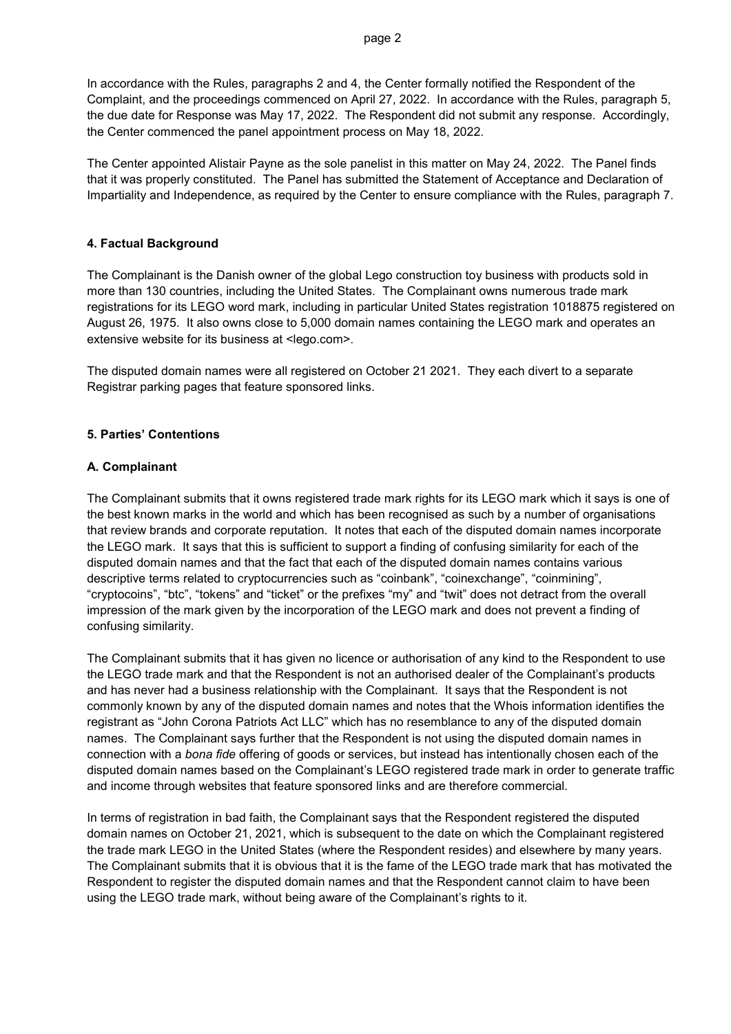In accordance with the Rules, paragraphs 2 and 4, the Center formally notified the Respondent of the Complaint, and the proceedings commenced on April 27, 2022. In accordance with the Rules, paragraph 5, the due date for Response was May 17, 2022. The Respondent did not submit any response. Accordingly, the Center commenced the panel appointment process on May 18, 2022.

The Center appointed Alistair Payne as the sole panelist in this matter on May 24, 2022. The Panel finds that it was properly constituted. The Panel has submitted the Statement of Acceptance and Declaration of Impartiality and Independence, as required by the Center to ensure compliance with the Rules, paragraph 7.

## 4. Factual Background

The Complainant is the Danish owner of the global Lego construction toy business with products sold in more than 130 countries, including the United States. The Complainant owns numerous trade mark registrations for its LEGO word mark, including in particular United States registration 1018875 registered on August 26, 1975. It also owns close to 5,000 domain names containing the LEGO mark and operates an extensive website for its business at <lego.com>.

The disputed domain names were all registered on October 21 2021. They each divert to a separate Registrar parking pages that feature sponsored links.

## 5. Parties' Contentions

### A. Complainant

The Complainant submits that it owns registered trade mark rights for its LEGO mark which it says is one of the best known marks in the world and which has been recognised as such by a number of organisations that review brands and corporate reputation. It notes that each of the disputed domain names incorporate the LEGO mark. It says that this is sufficient to support a finding of confusing similarity for each of the disputed domain names and that the fact that each of the disputed domain names contains various descriptive terms related to cryptocurrencies such as "coinbank", "coinexchange", "coinmining", "cryptocoins", "btc", "tokens" and "ticket" or the prefixes "my" and "twit" does not detract from the overall impression of the mark given by the incorporation of the LEGO mark and does not prevent a finding of confusing similarity.

The Complainant submits that it has given no licence or authorisation of any kind to the Respondent to use the LEGO trade mark and that the Respondent is not an authorised dealer of the Complainant's products and has never had a business relationship with the Complainant. It says that the Respondent is not commonly known by any of the disputed domain names and notes that the Whois information identifies the registrant as "John Corona Patriots Act LLC" which has no resemblance to any of the disputed domain names. The Complainant says further that the Respondent is not using the disputed domain names in connection with a *bona fide* offering of goods or services, but instead has intentionally chosen each of the disputed domain names based on the Complainant's LEGO registered trade mark in order to generate traffic and income through websites that feature sponsored links and are therefore commercial.

In terms of registration in bad faith, the Complainant says that the Respondent registered the disputed domain names on October 21, 2021, which is subsequent to the date on which the Complainant registered the trade mark LEGO in the United States (where the Respondent resides) and elsewhere by many years. The Complainant submits that it is obvious that it is the fame of the LEGO trade mark that has motivated the Respondent to register the disputed domain names and that the Respondent cannot claim to have been using the LEGO trade mark, without being aware of the Complainant's rights to it.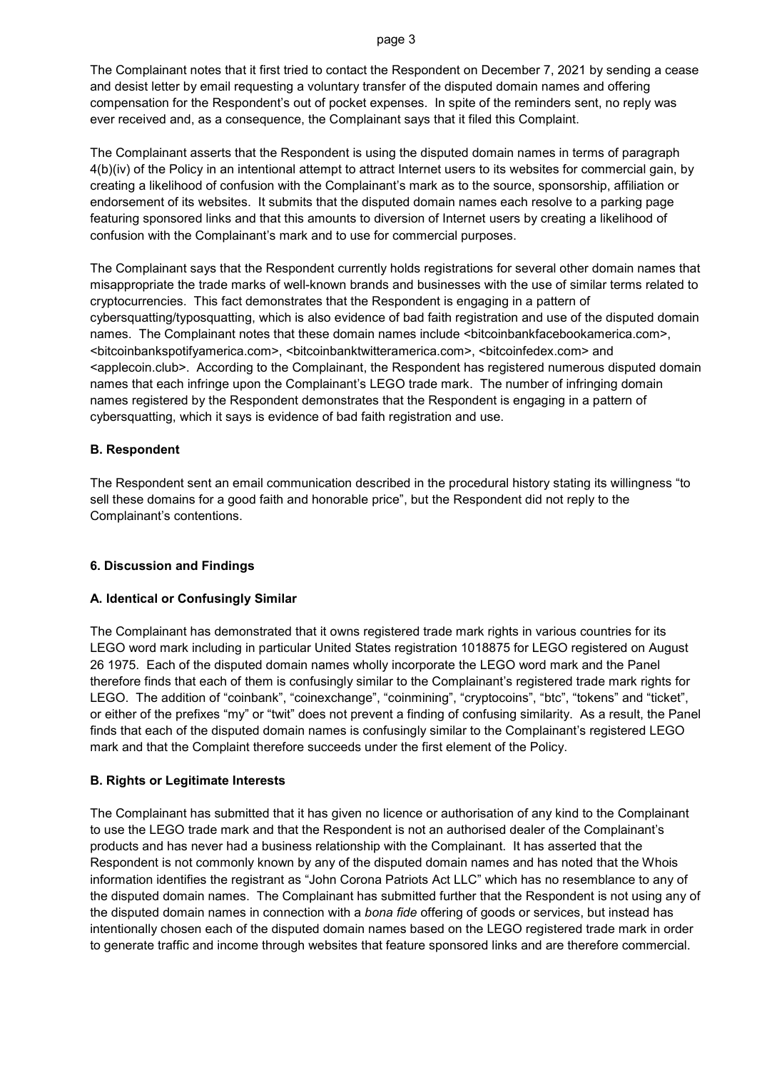The Complainant notes that it first tried to contact the Respondent on December 7, 2021 by sending a cease and desist letter by email requesting a voluntary transfer of the disputed domain names and offering compensation for the Respondent's out of pocket expenses. In spite of the reminders sent, no reply was ever received and, as a consequence, the Complainant says that it filed this Complaint.

The Complainant asserts that the Respondent is using the disputed domain names in terms of paragraph 4(b)(iv) of the Policy in an intentional attempt to attract Internet users to its websites for commercial gain, by creating a likelihood of confusion with the Complainant's mark as to the source, sponsorship, affiliation or endorsement of its websites. It submits that the disputed domain names each resolve to a parking page featuring sponsored links and that this amounts to diversion of Internet users by creating a likelihood of confusion with the Complainant's mark and to use for commercial purposes.

The Complainant says that the Respondent currently holds registrations for several other domain names that misappropriate the trade marks of well-known brands and businesses with the use of similar terms related to cryptocurrencies. This fact demonstrates that the Respondent is engaging in a pattern of cybersquatting/typosquatting, which is also evidence of bad faith registration and use of the disputed domain names. The Complainant notes that these domain names include <bitcoinbankfacebookamerica.com>, <bitcoinbankspotifyamerica.com>, <bitcoinbanktwitteramerica.com>, <bitcoinfedex.com> and <applecoin.club>. According to the Complainant, the Respondent has registered numerous disputed domain names that each infringe upon the Complainant's LEGO trade mark. The number of infringing domain names registered by the Respondent demonstrates that the Respondent is engaging in a pattern of cybersquatting, which it says is evidence of bad faith registration and use.

### B. Respondent

The Respondent sent an email communication described in the procedural history stating its willingness "to sell these domains for a good faith and honorable price", but the Respondent did not reply to the Complainant's contentions.

## 6. Discussion and Findings

### A. Identical or Confusingly Similar

The Complainant has demonstrated that it owns registered trade mark rights in various countries for its LEGO word mark including in particular United States registration 1018875 for LEGO registered on August 26 1975. Each of the disputed domain names wholly incorporate the LEGO word mark and the Panel therefore finds that each of them is confusingly similar to the Complainant's registered trade mark rights for LEGO. The addition of "coinbank", "coinexchange", "coinmining", "cryptocoins", "btc", "tokens" and "ticket", or either of the prefixes "my" or "twit" does not prevent a finding of confusing similarity. As a result, the Panel finds that each of the disputed domain names is confusingly similar to the Complainant's registered LEGO mark and that the Complaint therefore succeeds under the first element of the Policy.

### B. Rights or Legitimate Interests

The Complainant has submitted that it has given no licence or authorisation of any kind to the Complainant to use the LEGO trade mark and that the Respondent is not an authorised dealer of the Complainant's products and has never had a business relationship with the Complainant. It has asserted that the Respondent is not commonly known by any of the disputed domain names and has noted that the Whois information identifies the registrant as "John Corona Patriots Act LLC" which has no resemblance to any of the disputed domain names. The Complainant has submitted further that the Respondent is not using any of the disputed domain names in connection with a *bona fide* offering of goods or services, but instead has intentionally chosen each of the disputed domain names based on the LEGO registered trade mark in order to generate traffic and income through websites that feature sponsored links and are therefore commercial.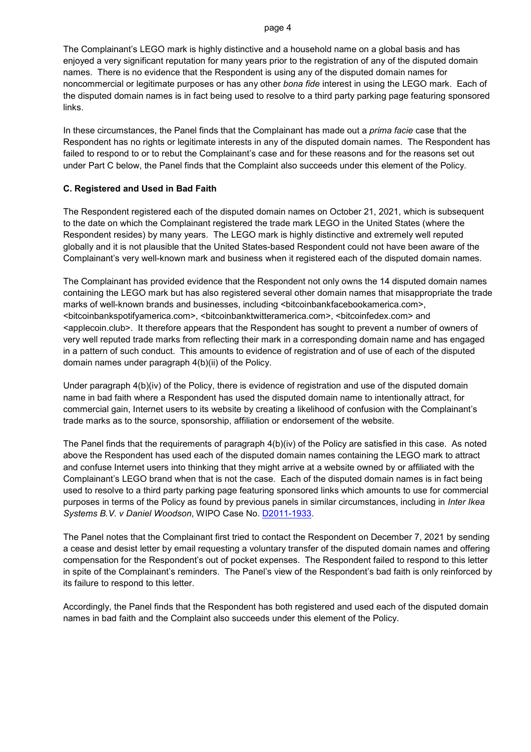The Complainant's LEGO mark is highly distinctive and a household name on a global basis and has enjoyed a very significant reputation for many years prior to the registration of any of the disputed domain names. There is no evidence that the Respondent is using any of the disputed domain names for noncommercial or legitimate purposes or has any other *bona fide* interest in using the LEGO mark. Each of the disputed domain names is in fact being used to resolve to a third party parking page featuring sponsored links.

In these circumstances, the Panel finds that the Complainant has made out a *prima facie* case that the Respondent has no rights or legitimate interests in any of the disputed domain names. The Respondent has failed to respond to or to rebut the Complainant's case and for these reasons and for the reasons set out under Part C below, the Panel finds that the Complaint also succeeds under this element of the Policy.

### C. Registered and Used in Bad Faith

The Respondent registered each of the disputed domain names on October 21, 2021, which is subsequent to the date on which the Complainant registered the trade mark LEGO in the United States (where the Respondent resides) by many years. The LEGO mark is highly distinctive and extremely well reputed globally and it is not plausible that the United States-based Respondent could not have been aware of the Complainant's very well-known mark and business when it registered each of the disputed domain names.

The Complainant has provided evidence that the Respondent not only owns the 14 disputed domain names containing the LEGO mark but has also registered several other domain names that misappropriate the trade marks of well-known brands and businesses, including <bitcoinbankfacebookamerica.com>, <bitcoinbankspotifyamerica.com>, <bitcoinbanktwitteramerica.com>, <bitcoinfedex.com> and <applecoin.club>. It therefore appears that the Respondent has sought to prevent a number of owners of very well reputed trade marks from reflecting their mark in a corresponding domain name and has engaged in a pattern of such conduct. This amounts to evidence of registration and of use of each of the disputed domain names under paragraph 4(b)(ii) of the Policy.

Under paragraph 4(b)(iv) of the Policy, there is evidence of registration and use of the disputed domain name in bad faith where a Respondent has used the disputed domain name to intentionally attract, for commercial gain, Internet users to its website by creating a likelihood of confusion with the Complainant's trade marks as to the source, sponsorship, affiliation or endorsement of the website.

The Panel finds that the requirements of paragraph 4(b)(iv) of the Policy are satisfied in this case. As noted above the Respondent has used each of the disputed domain names containing the LEGO mark to attract and confuse Internet users into thinking that they might arrive at a website owned by or affiliated with the Complainant's LEGO brand when that is not the case. Each of the disputed domain names is in fact being used to resolve to a third party parking page featuring sponsored links which amounts to use for commercial purposes in terms of the Policy as found by previous panels in similar circumstances, including in *Inter Ikea Systems B.V. v Daniel Woodson*, WIPO Case No. D2011-1933.

The Panel notes that the Complainant first tried to contact the Respondent on December 7, 2021 by sending a cease and desist letter by email requesting a voluntary transfer of the disputed domain names and offering compensation for the Respondent's out of pocket expenses. The Respondent failed to respond to this letter in spite of the Complainant's reminders. The Panel's view of the Respondent's bad faith is only reinforced by its failure to respond to this letter.

Accordingly, the Panel finds that the Respondent has both registered and used each of the disputed domain names in bad faith and the Complaint also succeeds under this element of the Policy.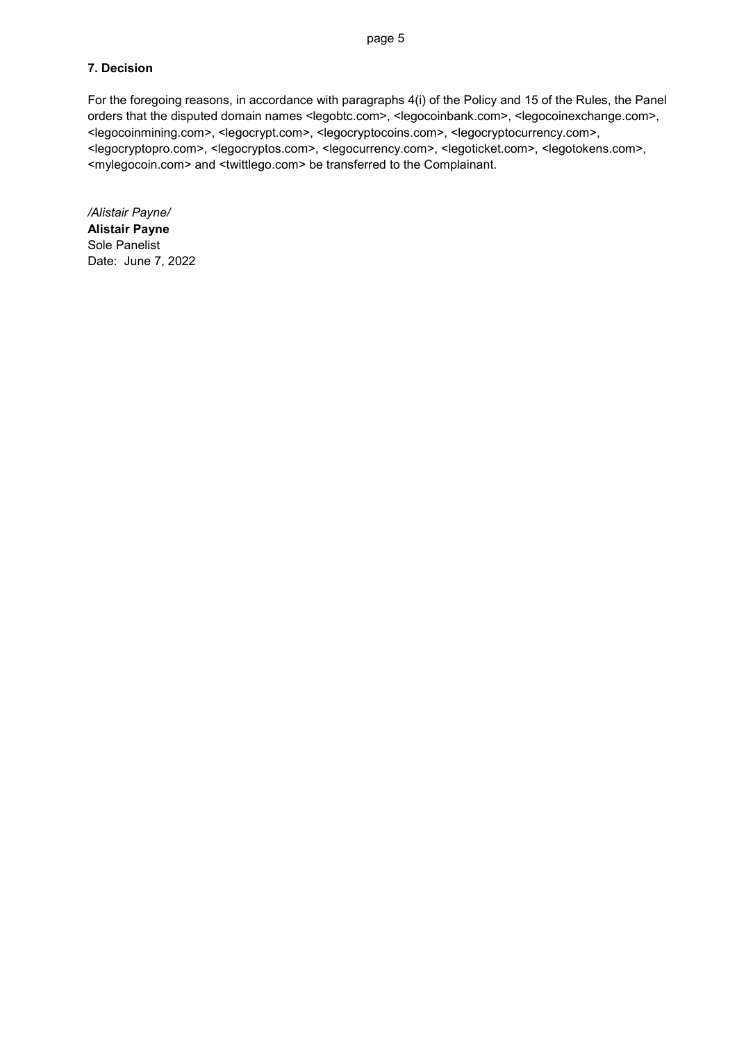## 7. Decision

For the foregoing reasons, in accordance with paragraphs 4(i) of the Policy and 15 of the Rules, the Panel orders that the disputed domain names <legobtc.com>, <legocoinbank.com>, <legocoinexchange.com>, <legocoinmining.com>, <legocrypt.com>, <legocryptocoins.com>, <legocryptocurrency.com>, <legocryptopro.com>, <legocryptos.com>, <legocurrency.com>, <legoticket.com>, <legotokens.com>, <mylegocoin.com> and <twittlego.com> be transferred to the Complainant.

*/Alistair Payne/*
**Alistair Payne**
Sole Panelist
Date: June 7, 2022